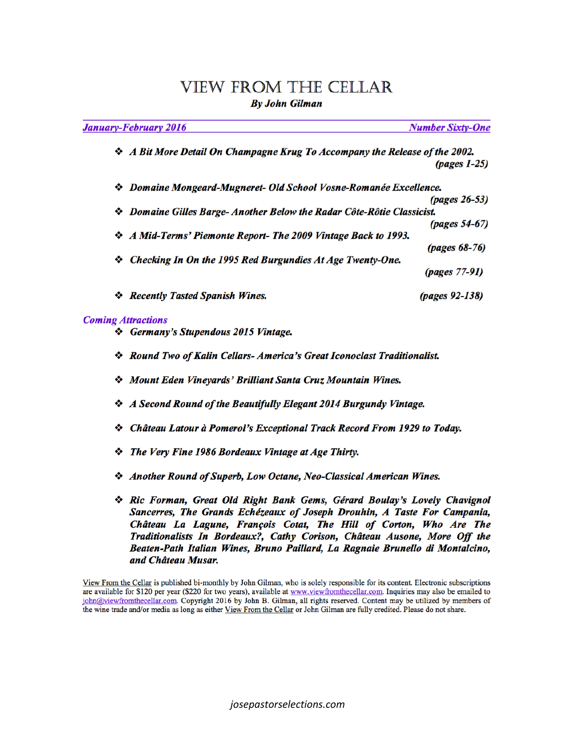# VIEW FROM THE CELLAR

***By John Gilman***

***January-February 2016*** ***Number Sixty-One***

- ***A Bit More Detail On Champagne Krug To Accompany the Release of the 2002.*** ***(pages 1-25)***
- ***Domaine Mongeard-Mugneret- Old School Vosne-Romanée Excellence.*** ***(pages 26-53)***
- ***Domaine Gilles Barge- Another Below the Radar Côte-Rôtie Classicist.*** ***(pages 54-67)***
- ***A Mid-Terms' Piemonte Report- The 2009 Vintage Back to 1993.*** ***(pages 68-76)***
- ***Checking In On the 1995 Red Burgundies At Age Twenty-One.*** ***(pages 77-91)***
- ***Recently Tasted Spanish Wines.*** ***(pages 92-138)***

***Coming Attractions***

- ***Germany's Stupendous 2015 Vintage.***
- ***Round Two of Kalin Cellars- America's Great Iconoclast Traditionalist.***
- ***Mount Eden Vineyards' Brilliant Santa Cruz Mountain Wines.***
- ***A Second Round of the Beautifully Elegant 2014 Burgundy Vintage.***
- ***Château Latour à Pomerol's Exceptional Track Record From 1929 to Today.***
- ***The Very Fine 1986 Bordeaux Vintage at Age Thirty.***
- ***Another Round of Superb, Low Octane, Neo-Classical American Wines.***
- ***Ric Forman, Great Old Right Bank Gems, Gérard Boulay's Lovely Chavignol Sancerres, The Grands Echézeaux of Joseph Drouhin, A Taste For Campania, Château La Lagune, François Cotat, The Hill of Corton, Who Are The Traditionalists In Bordeaux?, Cathy Corison, Château Ausone, More Off the Beaten-Path Italian Wines, Bruno Paillard, La Ragnaie Brunello di Montalcino, and Château Musar.***

View From the Cellar is published bi-monthly by John Gilman, who is solely responsible for its content. Electronic subscriptions are available for $120 per year ($220 for two years), available at www.viewfromthecellar.com. Inquiries may also be emailed to john@viewfromthecellar.com. Copyright 2016 by John B. Gilman, all rights reserved. Content may be utilized by members of the wine trade and/or media as long as either View From the Cellar or John Gilman are fully credited. Please do not share.

*josepastorselections.com*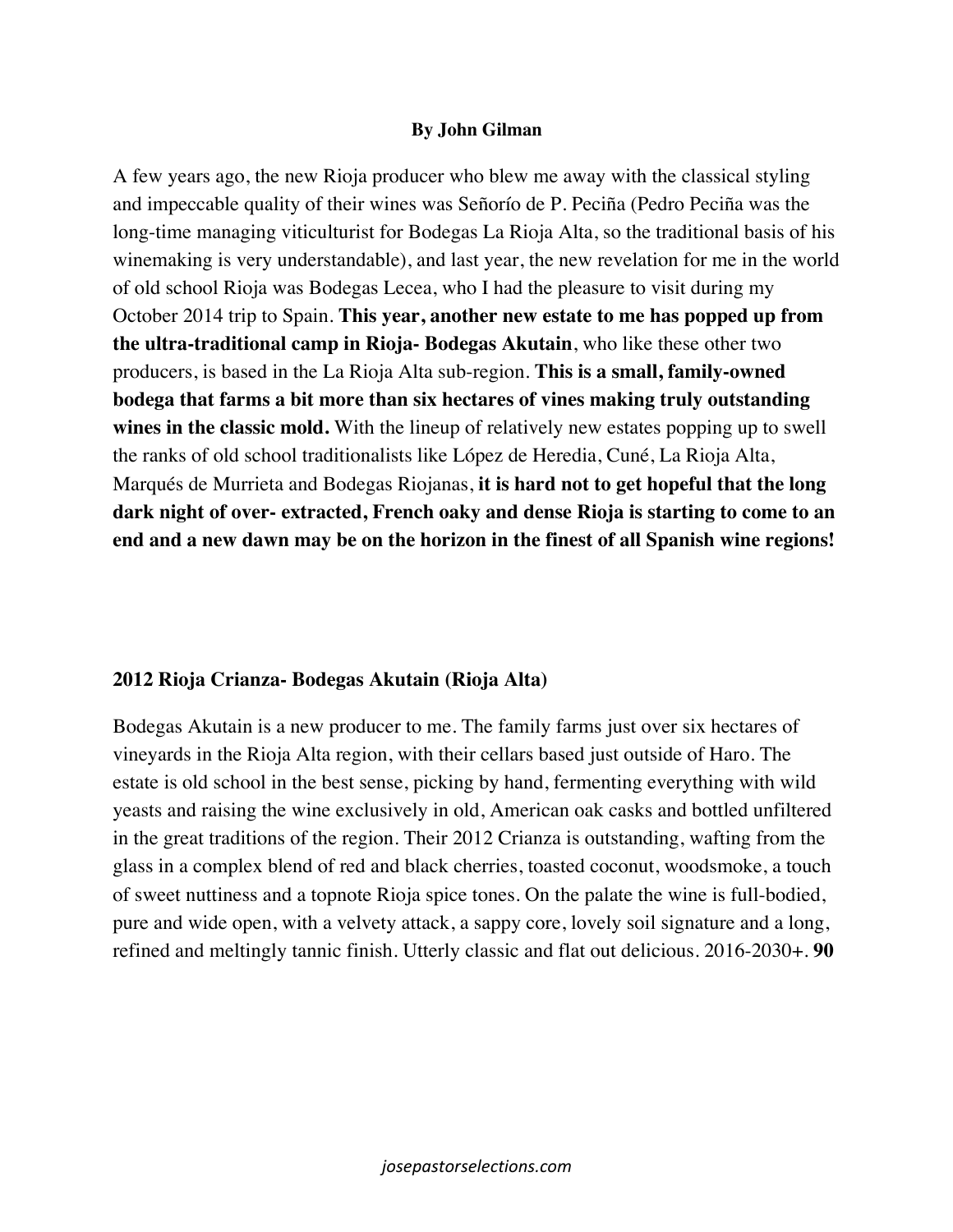**By John Gilman**

A few years ago, the new Rioja producer who blew me away with the classical styling and impeccable quality of their wines was Señorío de P. Peciña (Pedro Peciña was the long-time managing viticulturist for Bodegas La Rioja Alta, so the traditional basis of his winemaking is very understandable), and last year, the new revelation for me in the world of old school Rioja was Bodegas Lecea, who I had the pleasure to visit during my October 2014 trip to Spain. **This year, another new estate to me has popped up from the ultra-traditional camp in Rioja- Bodegas Akutain**, who like these other two producers, is based in the La Rioja Alta sub-region. **This is a small, family-owned bodega that farms a bit more than six hectares of vines making truly outstanding wines in the classic mold.** With the lineup of relatively new estates popping up to swell the ranks of old school traditionalists like López de Heredia, Cuné, La Rioja Alta, Marqués de Murrieta and Bodegas Riojanas, **it is hard not to get hopeful that the long dark night of over- extracted, French oaky and dense Rioja is starting to come to an end and a new dawn may be on the horizon in the finest of all Spanish wine regions!**

**2012 Rioja Crianza- Bodegas Akutain (Rioja Alta)**

Bodegas Akutain is a new producer to me. The family farms just over six hectares of vineyards in the Rioja Alta region, with their cellars based just outside of Haro. The estate is old school in the best sense, picking by hand, fermenting everything with wild yeasts and raising the wine exclusively in old, American oak casks and bottled unfiltered in the great traditions of the region. Their 2012 Crianza is outstanding, wafting from the glass in a complex blend of red and black cherries, toasted coconut, woodsmoke, a touch of sweet nuttiness and a topnote Rioja spice tones. On the palate the wine is full-bodied, pure and wide open, with a velvety attack, a sappy core, lovely soil signature and a long, refined and meltingly tannic finish. Utterly classic and flat out delicious. 2016-2030+. **90**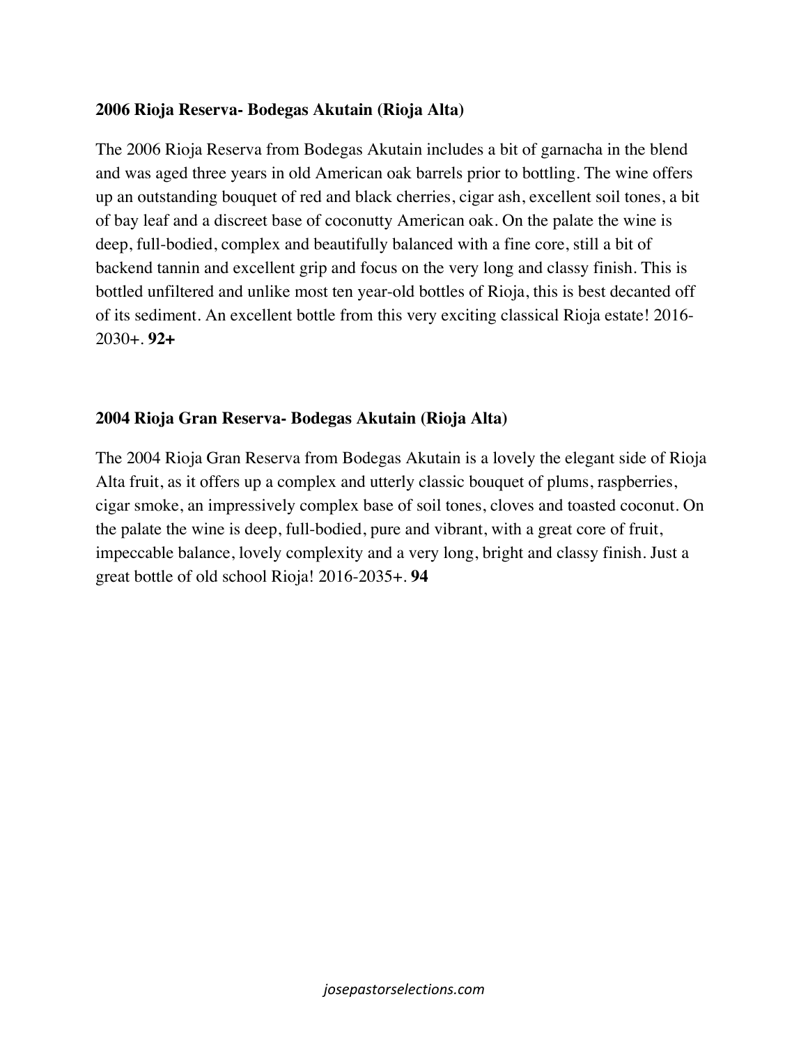**2006 Rioja Reserva- Bodegas Akutain (Rioja Alta)**

The 2006 Rioja Reserva from Bodegas Akutain includes a bit of garnacha in the blend and was aged three years in old American oak barrels prior to bottling. The wine offers up an outstanding bouquet of red and black cherries, cigar ash, excellent soil tones, a bit of bay leaf and a discreet base of coconutty American oak. On the palate the wine is deep, full-bodied, complex and beautifully balanced with a fine core, still a bit of backend tannin and excellent grip and focus on the very long and classy finish. This is bottled unfiltered and unlike most ten year-old bottles of Rioja, this is best decanted off of its sediment. An excellent bottle from this very exciting classical Rioja estate! 2016-2030+. **92+**

**2004 Rioja Gran Reserva- Bodegas Akutain (Rioja Alta)**

The 2004 Rioja Gran Reserva from Bodegas Akutain is a lovely the elegant side of Rioja Alta fruit, as it offers up a complex and utterly classic bouquet of plums, raspberries, cigar smoke, an impressively complex base of soil tones, cloves and toasted coconut. On the palate the wine is deep, full-bodied, pure and vibrant, with a great core of fruit, impeccable balance, lovely complexity and a very long, bright and classy finish. Just a great bottle of old school Rioja! 2016-2035+. **94**